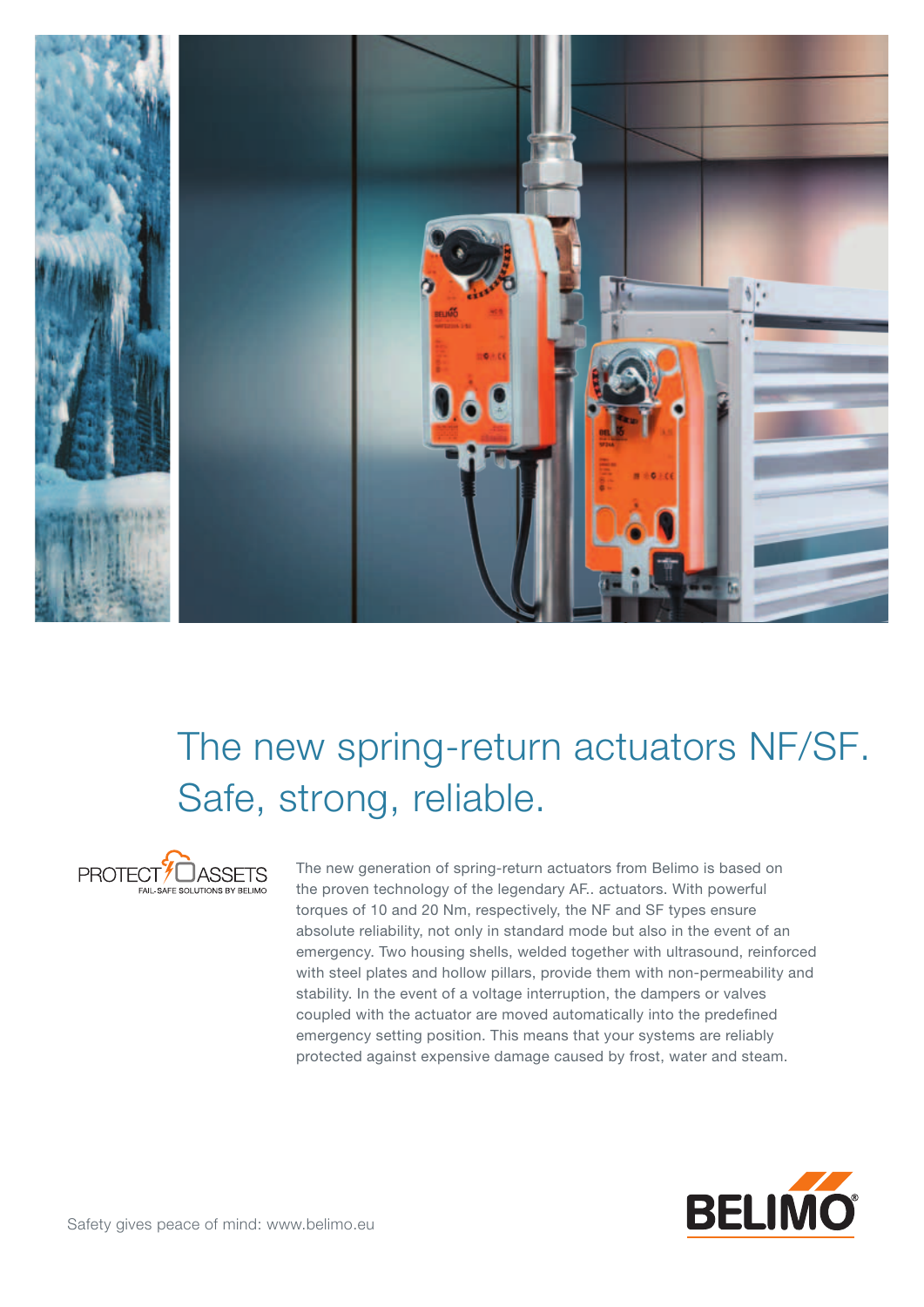# The new spring-return actuators NF/SF. Safe, strong, reliable.

PROTECT ASSETS
FAIL-SAFE SOLUTIONS BY BELIMO

The new generation of spring-return actuators from Belimo is based on the proven technology of the legendary AF.. actuators. With powerful torques of 10 and 20 Nm, respectively, the NF and SF types ensure absolute reliability, not only in standard mode but also in the event of an emergency. Two housing shells, welded together with ultrasound, reinforced with steel plates and hollow pillars, provide them with non-permeability and stability. In the event of a voltage interruption, the dampers or valves coupled with the actuator are moved automatically into the predefined emergency setting position. This means that your systems are reliably protected against expensive damage caused by frost, water and steam.

Safety gives peace of mind: www.belimo.eu

BELIMO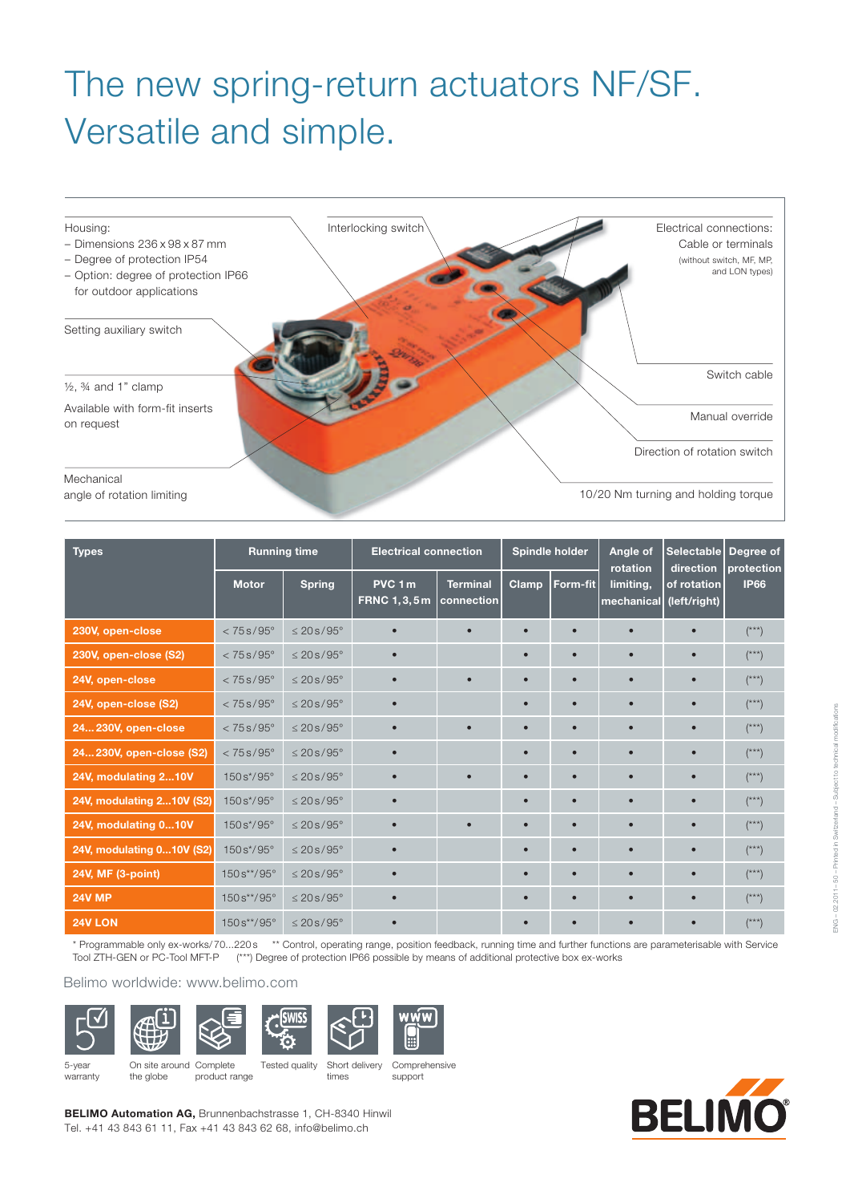# The new spring-return actuators NF/SF. Versatile and simple.

Housing:
- Dimensions 236 x 98 x 87 mm
- Degree of protection IP54
- Option: degree of protection IP66 for outdoor applications

Interlocking switch

Electrical connections: Cable or terminals (without switch, MF, MP, and LON types)

Setting auxiliary switch

½, ¾ and 1" clamp

Available with form-fit inserts on request

Switch cable

Manual override

Direction of rotation switch

Mechanical angle of rotation limiting

10/20 Nm turning and holding torque

| Types | Running time | | Electrical connection | | Spindle holder | | Angle of rotation limiting, mechanical | Selectable direction of rotation (left/right) | Degree of protection IP66 |
|---|---|---|---|---|---|---|---|---|---|
| | Motor | Spring | PVC 1 m FRNC 1, 3, 5 m | Terminal connection | Clamp | Form-fit | | | |
| 230V, open-close | < 75 s/95° | ≤ 20 s/95° | • | • | • | • | • | • | (***) |
| 230V, open-close (S2) | < 75 s/95° | ≤ 20 s/95° | • | | • | • | • | • | (***) |
| 24V, open-close | < 75 s/95° | ≤ 20 s/95° | • | • | • | • | • | • | (***) |
| 24V, open-close (S2) | < 75 s/95° | ≤ 20 s/95° | • | | • | • | • | • | (***) |
| 24... 230V, open-close | < 75 s/95° | ≤ 20 s/95° | • | • | • | • | • | • | (***) |
| 24... 230V, open-close (S2) | < 75 s/95° | ≤ 20 s/95° | • | | • | • | • | • | (***) |
| 24V, modulating 2...10V | 150 s*/95° | ≤ 20 s/95° | • | • | • | • | • | • | (***) |
| 24V, modulating 2...10V (S2) | 150 s*/95° | ≤ 20 s/95° | • | | • | • | • | • | (***) |
| 24V, modulating 0...10V | 150 s*/95° | ≤ 20 s/95° | • | • | • | • | • | • | (***) |
| 24V, modulating 0...10V (S2) | 150 s*/95° | ≤ 20 s/95° | • | | • | • | • | • | (***) |
| 24V, MF (3-point) | 150 s**/95° | ≤ 20 s/95° | • | | • | • | • | • | (***) |
| 24V MP | 150 s**/95° | ≤ 20 s/95° | • | | • | • | • | • | (***) |
| 24V LON | 150 s**/95° | ≤ 20 s/95° | • | | • | • | • | • | (***) |

\* Programmable only ex-works/70...220 s  ** Control, operating range, position feedback, running time and further functions are parameterisable with Service Tool ZTH-GEN or PC-Tool MFT-P  (***) Degree of protection IP66 possible by means of additional protective box ex-works

Belimo worldwide: www.belimo.com

5-year warranty | On site around the globe | Complete product range | Tested quality | Short delivery times | Comprehensive support

**BELIMO Automation AG,** Brunnenbachstrasse 1, CH-8340 Hinwil
Tel. +41 43 843 61 11, Fax +41 43 843 62 68, info@belimo.ch

ENG – 02.2011 – 50 – Printed in Switzerland – Subject to technical modifications